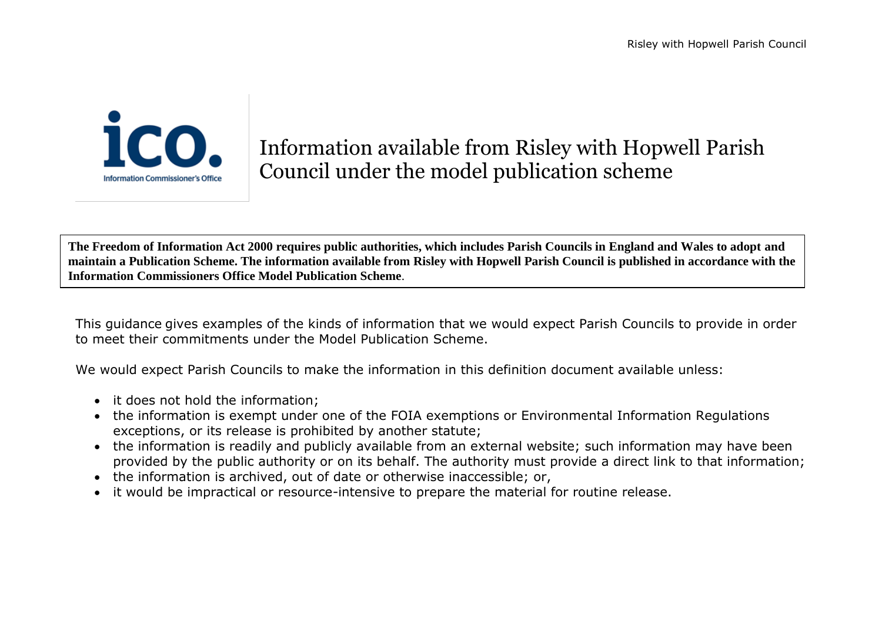# Information available from Risley with Hopwell Parish Council under the model publication scheme

**The Freedom of Information Act 2000 requires public authorities, which includes Parish Councils in England and Wales to adopt and maintain a Publication Scheme. The information available from Risley with Hopwell Parish Council is published in accordance with the Information Commissioners Office Model Publication Scheme**.

This guidance gives examples of the kinds of information that we would expect Parish Councils to provide in order to meet their commitments under the Model Publication Scheme.

We would expect Parish Councils to make the information in this definition document available unless:

- it does not hold the information;
- the information is exempt under one of the FOIA exemptions or Environmental Information Regulations exceptions, or its release is prohibited by another statute;
- the information is readily and publicly available from an external website; such information may have been provided by the public authority or on its behalf. The authority must provide a direct link to that information;
- the information is archived, out of date or otherwise inaccessible; or,
- it would be impractical or resource-intensive to prepare the material for routine release.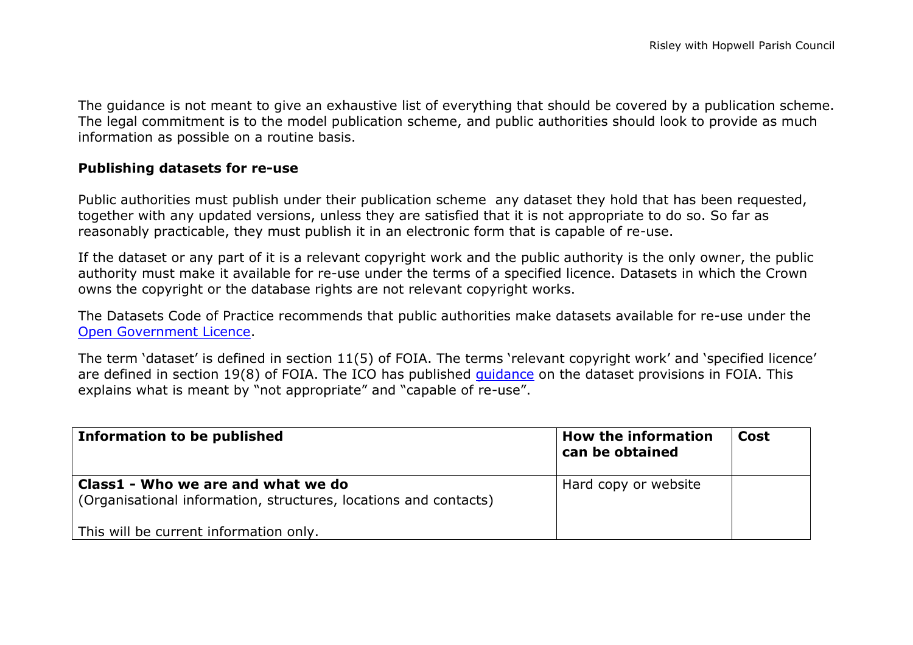The guidance is not meant to give an exhaustive list of everything that should be covered by a publication scheme. The legal commitment is to the model publication scheme, and public authorities should look to provide as much information as possible on a routine basis.

**Publishing datasets for re-use**

Public authorities must publish under their publication scheme any dataset they hold that has been requested, together with any updated versions, unless they are satisfied that it is not appropriate to do so. So far as reasonably practicable, they must publish it in an electronic form that is capable of re-use.

If the dataset or any part of it is a relevant copyright work and the public authority is the only owner, the public authority must make it available for re-use under the terms of a specified licence. Datasets in which the Crown owns the copyright or the database rights are not relevant copyright works.

The Datasets Code of Practice recommends that public authorities make datasets available for re-use under the Open Government Licence.

The term 'dataset' is defined in section 11(5) of FOIA. The terms 'relevant copyright work' and 'specified licence' are defined in section 19(8) of FOIA. The ICO has published guidance on the dataset provisions in FOIA. This explains what is meant by "not appropriate" and "capable of re-use".

| Information to be published | How the information can be obtained | Cost |
| --- | --- | --- |
| **Class1 - Who we are and what we do**<br>(Organisational information, structures, locations and contacts)<br><br>This will be current information only. | Hard copy or website | |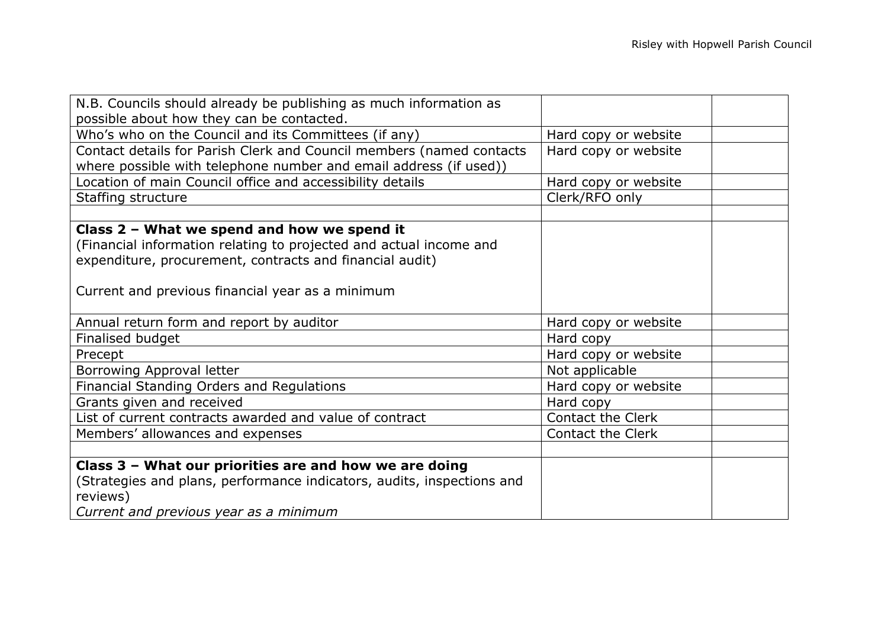| | | |
|---|---|---|
| N.B. Councils should already be publishing as much information as possible about how they can be contacted. | | |
| Who's who on the Council and its Committees (if any) | Hard copy or website | |
| Contact details for Parish Clerk and Council members (named contacts where possible with telephone number and email address (if used)) | Hard copy or website | |
| Location of main Council office and accessibility details | Hard copy or website | |
| Staffing structure | Clerk/RFO only | |
| | | |
| **Class 2 – What we spend and how we spend it**<br>(Financial information relating to projected and actual income and expenditure, procurement, contracts and financial audit)<br><br>Current and previous financial year as a minimum | | |
| Annual return form and report by auditor | Hard copy or website | |
| Finalised budget | Hard copy | |
| Precept | Hard copy or website | |
| Borrowing Approval letter | Not applicable | |
| Financial Standing Orders and Regulations | Hard copy or website | |
| Grants given and received | Hard copy | |
| List of current contracts awarded and value of contract | Contact the Clerk | |
| Members' allowances and expenses | Contact the Clerk | |
| | | |
| **Class 3 – What our priorities are and how we are doing**<br>(Strategies and plans, performance indicators, audits, inspections and reviews)<br>*Current and previous year as a minimum* | | |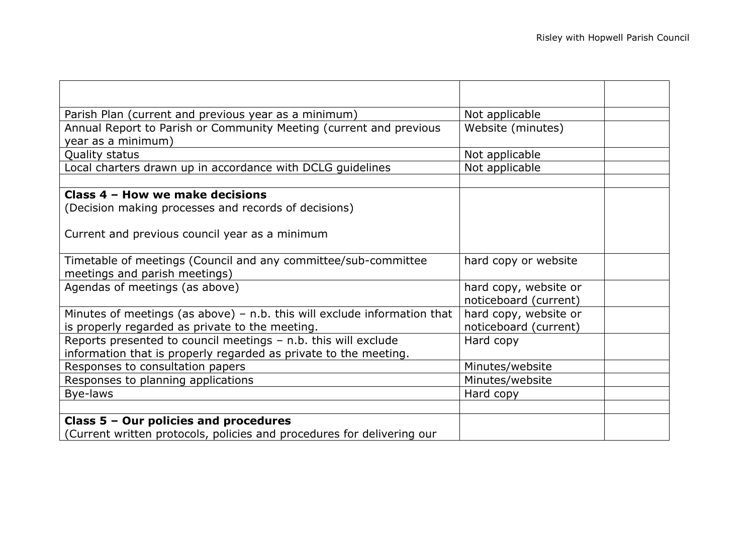| | | |
|---|---|---|
| Parish Plan (current and previous year as a minimum) | Not applicable | |
| Annual Report to Parish or Community Meeting (current and previous year as a minimum) | Website (minutes) | |
| Quality status | Not applicable | |
| Local charters drawn up in accordance with DCLG guidelines | Not applicable | |
| | | |
| **Class 4 – How we make decisions**<br>(Decision making processes and records of decisions)<br><br>Current and previous council year as a minimum | | |
| Timetable of meetings (Council and any committee/sub-committee meetings and parish meetings) | hard copy or website | |
| Agendas of meetings (as above) | hard copy, website or noticeboard (current) | |
| Minutes of meetings (as above) – n.b. this will exclude information that is properly regarded as private to the meeting. | hard copy, website or noticeboard (current) | |
| Reports presented to council meetings – n.b. this will exclude information that is properly regarded as private to the meeting. | Hard copy | |
| Responses to consultation papers | Minutes/website | |
| Responses to planning applications | Minutes/website | |
| Bye-laws | Hard copy | |
| | | |
| **Class 5 – Our policies and procedures**<br>(Current written protocols, policies and procedures for delivering our | | |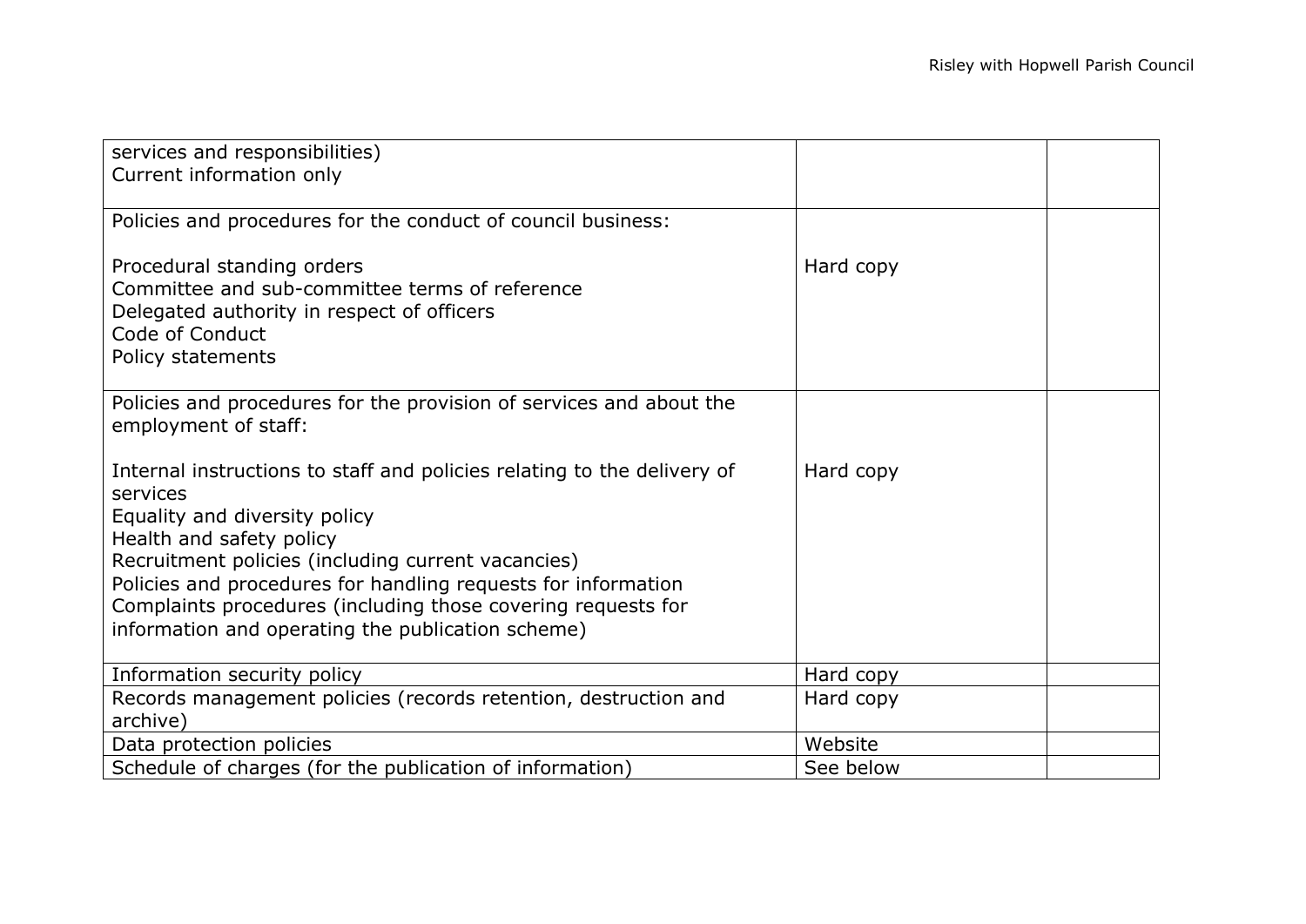| | | |
|---|---|---|
| services and responsibilities)<br>Current information only | | |
| Policies and procedures for the conduct of council business:<br><br>Procedural standing orders<br>Committee and sub-committee terms of reference<br>Delegated authority in respect of officers<br>Code of Conduct<br>Policy statements | Hard copy | |
| Policies and procedures for the provision of services and about the employment of staff:<br><br>Internal instructions to staff and policies relating to the delivery of services<br>Equality and diversity policy<br>Health and safety policy<br>Recruitment policies (including current vacancies)<br>Policies and procedures for handling requests for information<br>Complaints procedures (including those covering requests for information and operating the publication scheme) | Hard copy | |
| Information security policy | Hard copy | |
| Records management policies (records retention, destruction and archive) | Hard copy | |
| Data protection policies | Website | |
| Schedule of charges (for the publication of information) | See below | |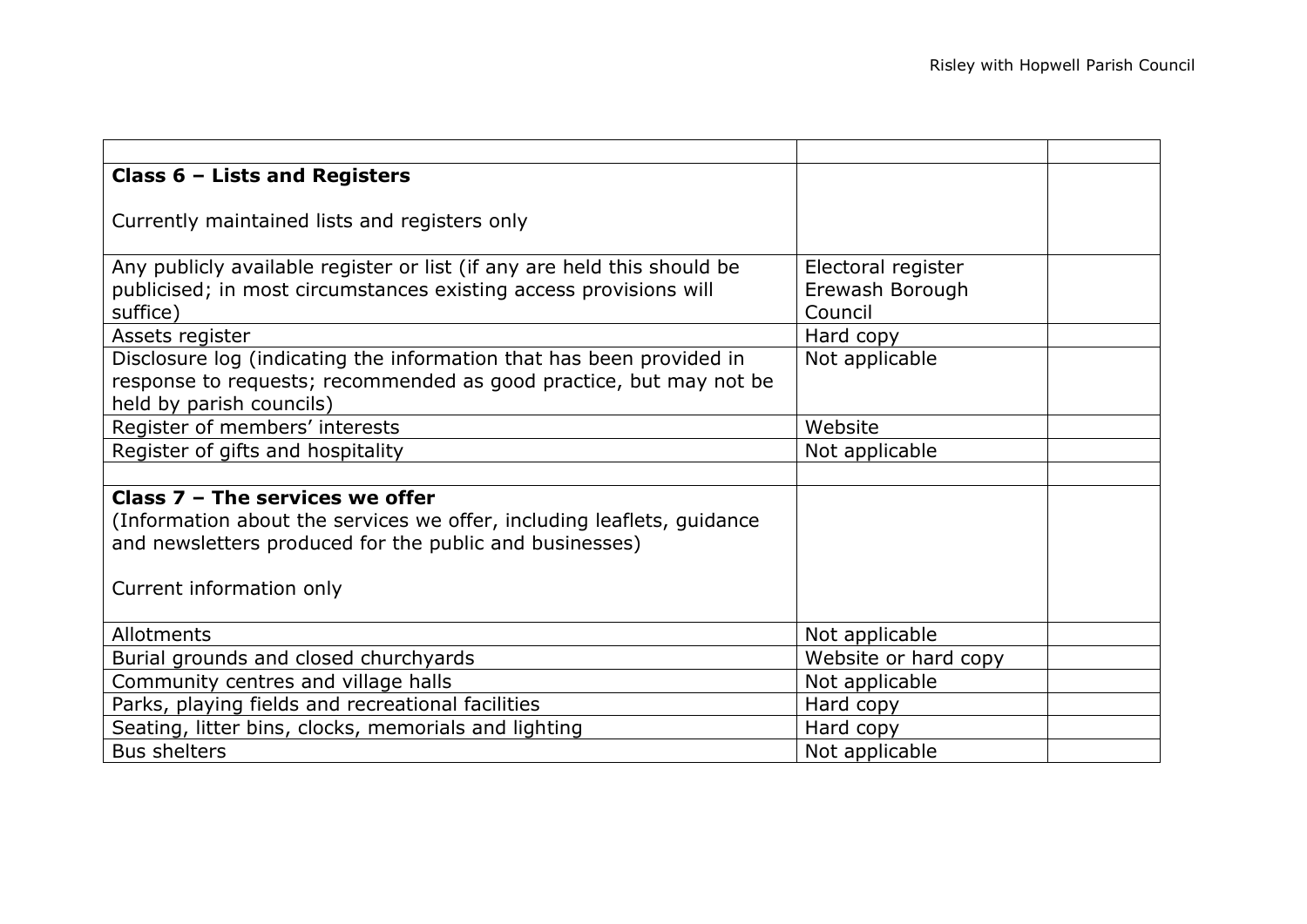| | | |
|---|---|---|
| **Class 6 – Lists and Registers**<br><br>Currently maintained lists and registers only | | |
| Any publicly available register or list (if any are held this should be publicised; in most circumstances existing access provisions will suffice) | Electoral register Erewash Borough Council | |
| Assets register | Hard copy | |
| Disclosure log (indicating the information that has been provided in response to requests; recommended as good practice, but may not be held by parish councils) | Not applicable | |
| Register of members' interests | Website | |
| Register of gifts and hospitality | Not applicable | |
| | | |
| **Class 7 – The services we offer**<br>(Information about the services we offer, including leaflets, guidance and newsletters produced for the public and businesses)<br><br>Current information only | | |
| Allotments | Not applicable | |
| Burial grounds and closed churchyards | Website or hard copy | |
| Community centres and village halls | Not applicable | |
| Parks, playing fields and recreational facilities | Hard copy | |
| Seating, litter bins, clocks, memorials and lighting | Hard copy | |
| Bus shelters | Not applicable | |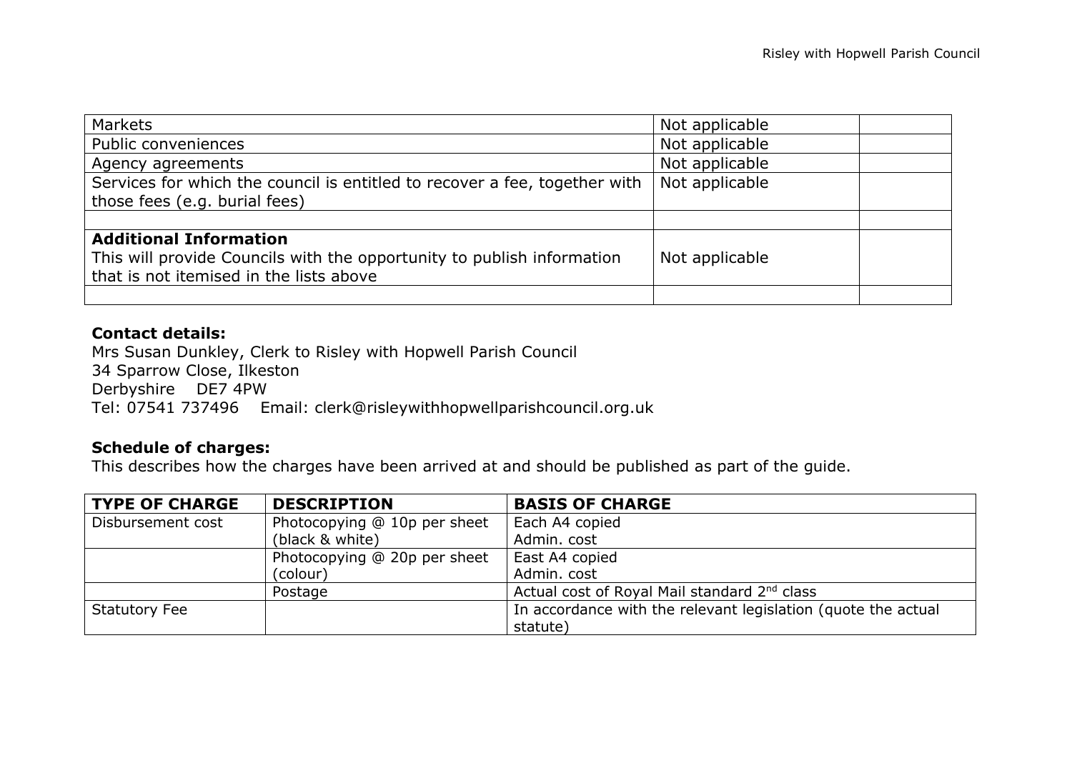| | | |
|---|---|---|
| Markets | Not applicable | |
| Public conveniences | Not applicable | |
| Agency agreements | Not applicable | |
| Services for which the council is entitled to recover a fee, together with those fees (e.g. burial fees) | Not applicable | |
| | | |
| **Additional Information**<br>This will provide Councils with the opportunity to publish information that is not itemised in the lists above | Not applicable | |
| | | |

**Contact details:**
Mrs Susan Dunkley, Clerk to Risley with Hopwell Parish Council
34 Sparrow Close, Ilkeston
Derbyshire DE7 4PW
Tel: 07541 737496 Email: clerk@risleywithhopwellparishcouncil.org.uk

**Schedule of charges:**
This describes how the charges have been arrived at and should be published as part of the guide.

| TYPE OF CHARGE | DESCRIPTION | BASIS OF CHARGE |
|---|---|---|
| Disbursement cost | Photocopying @ 10p per sheet (black & white) | Each A4 copied<br>Admin. cost |
| | Photocopying @ 20p per sheet (colour) | East A4 copied<br>Admin. cost |
| | Postage | Actual cost of Royal Mail standard 2nd class |
| Statutory Fee | | In accordance with the relevant legislation (quote the actual statute) |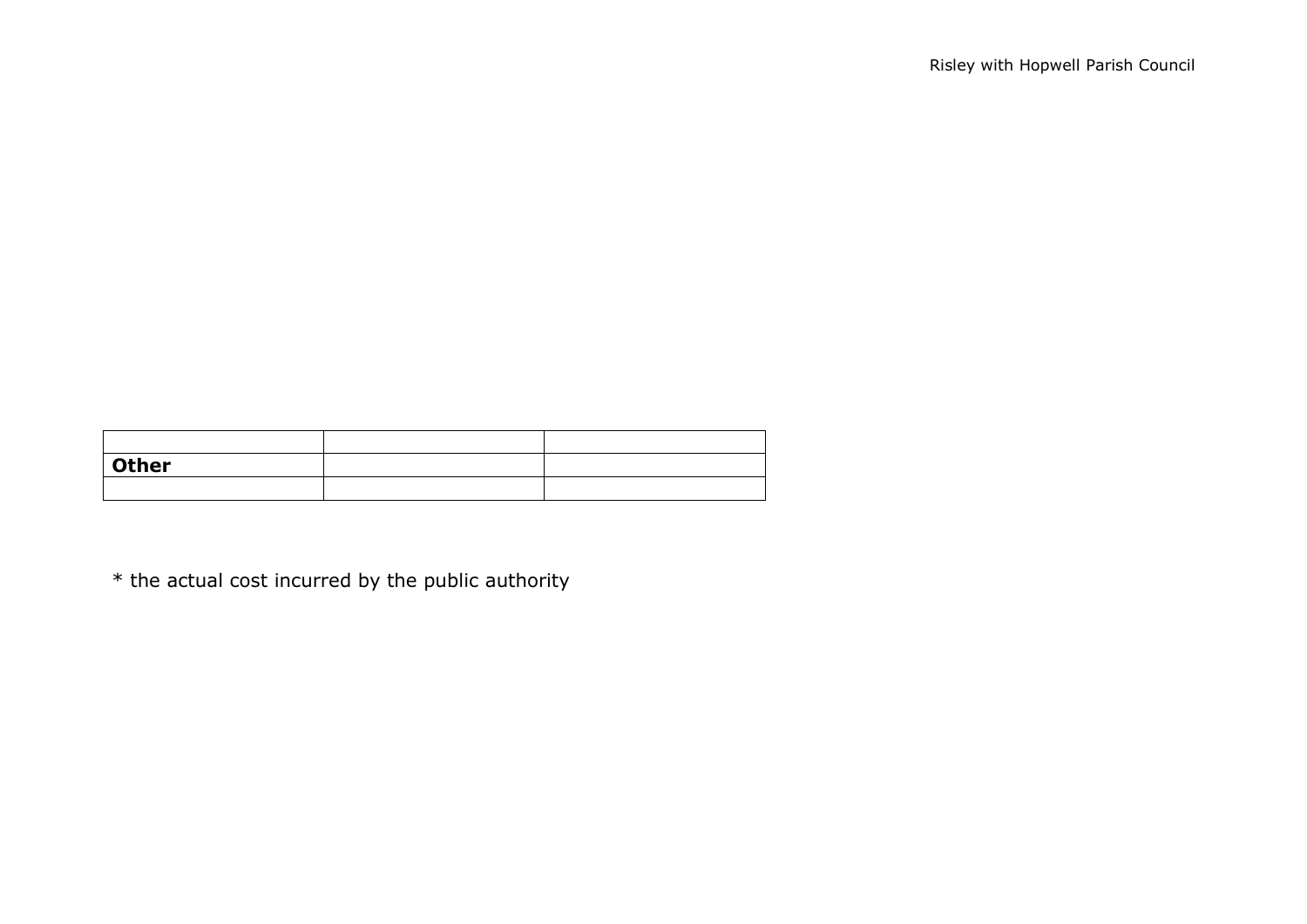| | | |
|---|---|---|
| | | |
| **Other** | | |
| | | |

* the actual cost incurred by the public authority